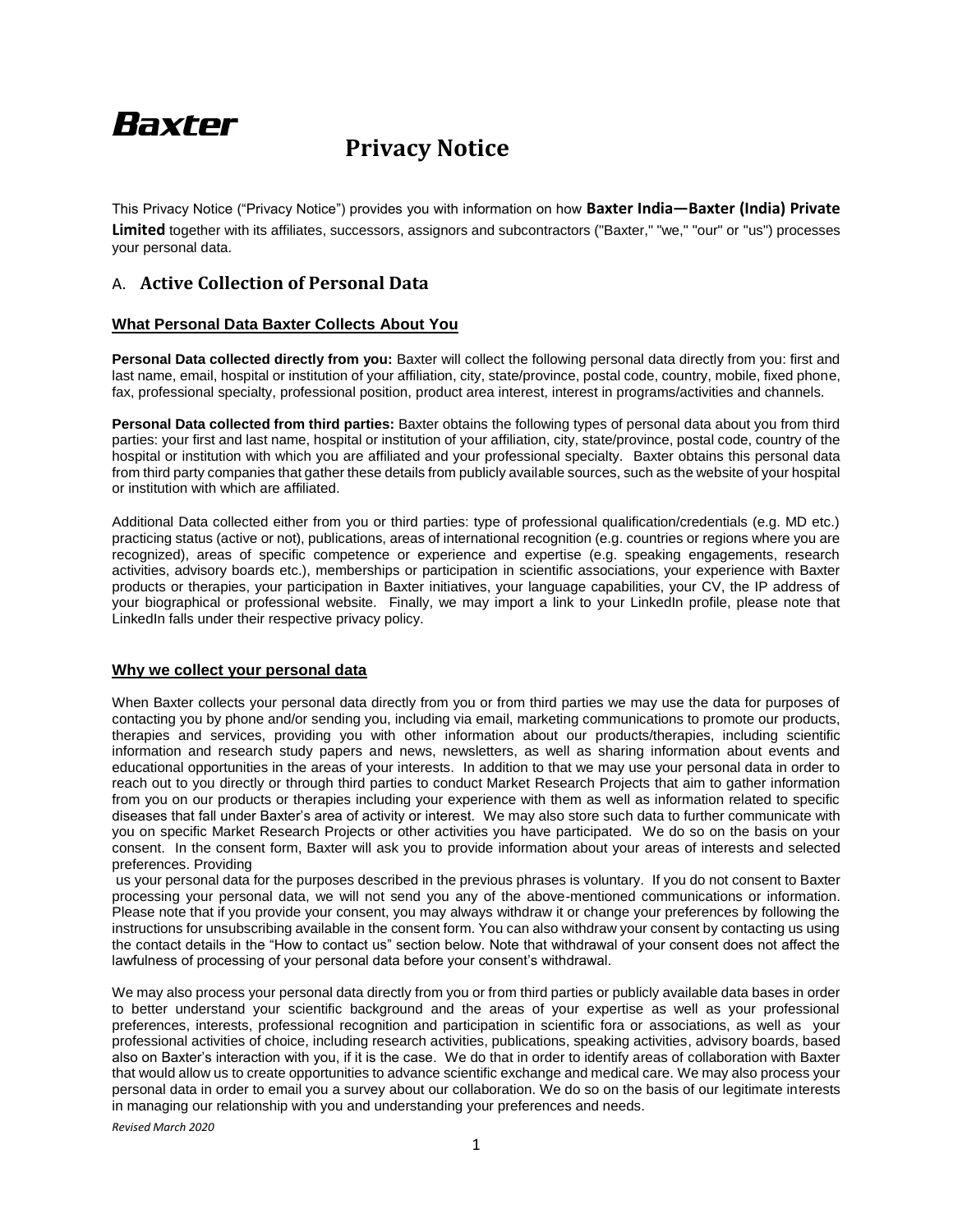Baxter

# Privacy Notice

This Privacy Notice ("Privacy Notice") provides you with information on how **Baxter India—Baxter (India) Private Limited** together with its affiliates, successors, assignors and subcontractors ("Baxter," "we," "our" or "us") processes your personal data.

## A. Active Collection of Personal Data

### What Personal Data Baxter Collects About You

**Personal Data collected directly from you:** Baxter will collect the following personal data directly from you: first and last name, email, hospital or institution of your affiliation, city, state/province, postal code, country, mobile, fixed phone, fax, professional specialty, professional position, product area interest, interest in programs/activities and channels.

**Personal Data collected from third parties:** Baxter obtains the following types of personal data about you from third parties: your first and last name, hospital or institution of your affiliation, city, state/province, postal code, country of the hospital or institution with which you are affiliated and your professional specialty. Baxter obtains this personal data from third party companies that gather these details from publicly available sources, such as the website of your hospital or institution with which are affiliated.

Additional Data collected either from you or third parties: type of professional qualification/credentials (e.g. MD etc.) practicing status (active or not), publications, areas of international recognition (e.g. countries or regions where you are recognized), areas of specific competence or experience and expertise (e.g. speaking engagements, research activities, advisory boards etc.), memberships or participation in scientific associations, your experience with Baxter products or therapies, your participation in Baxter initiatives, your language capabilities, your CV, the IP address of your biographical or professional website. Finally, we may import a link to your LinkedIn profile, please note that LinkedIn falls under their respective privacy policy.

### Why we collect your personal data

When Baxter collects your personal data directly from you or from third parties we may use the data for purposes of contacting you by phone and/or sending you, including via email, marketing communications to promote our products, therapies and services, providing you with other information about our products/therapies, including scientific information and research study papers and news, newsletters, as well as sharing information about events and educational opportunities in the areas of your interests. In addition to that we may use your personal data in order to reach out to you directly or through third parties to conduct Market Research Projects that aim to gather information from you on our products or therapies including your experience with them as well as information related to specific diseases that fall under Baxter's area of activity or interest. We may also store such data to further communicate with you on specific Market Research Projects or other activities you have participated. We do so on the basis on your consent. In the consent form, Baxter will ask you to provide information about your areas of interests and selected preferences. Providing us your personal data for the purposes described in the previous phrases is voluntary. If you do not consent to Baxter processing your personal data, we will not send you any of the above-mentioned communications or information. Please note that if you provide your consent, you may always withdraw it or change your preferences by following the instructions for unsubscribing available in the consent form. You can also withdraw your consent by contacting us using the contact details in the "How to contact us" section below. Note that withdrawal of your consent does not affect the lawfulness of processing of your personal data before your consent's withdrawal.

We may also process your personal data directly from you or from third parties or publicly available data bases in order to better understand your scientific background and the areas of your expertise as well as your professional preferences, interests, professional recognition and participation in scientific fora or associations, as well as your professional activities of choice, including research activities, publications, speaking activities, advisory boards, based also on Baxter's interaction with you, if it is the case. We do that in order to identify areas of collaboration with Baxter that would allow us to create opportunities to advance scientific exchange and medical care. We may also process your personal data in order to email you a survey about our collaboration. We do so on the basis of our legitimate interests in managing our relationship with you and understanding your preferences and needs.

*Revised March 2020*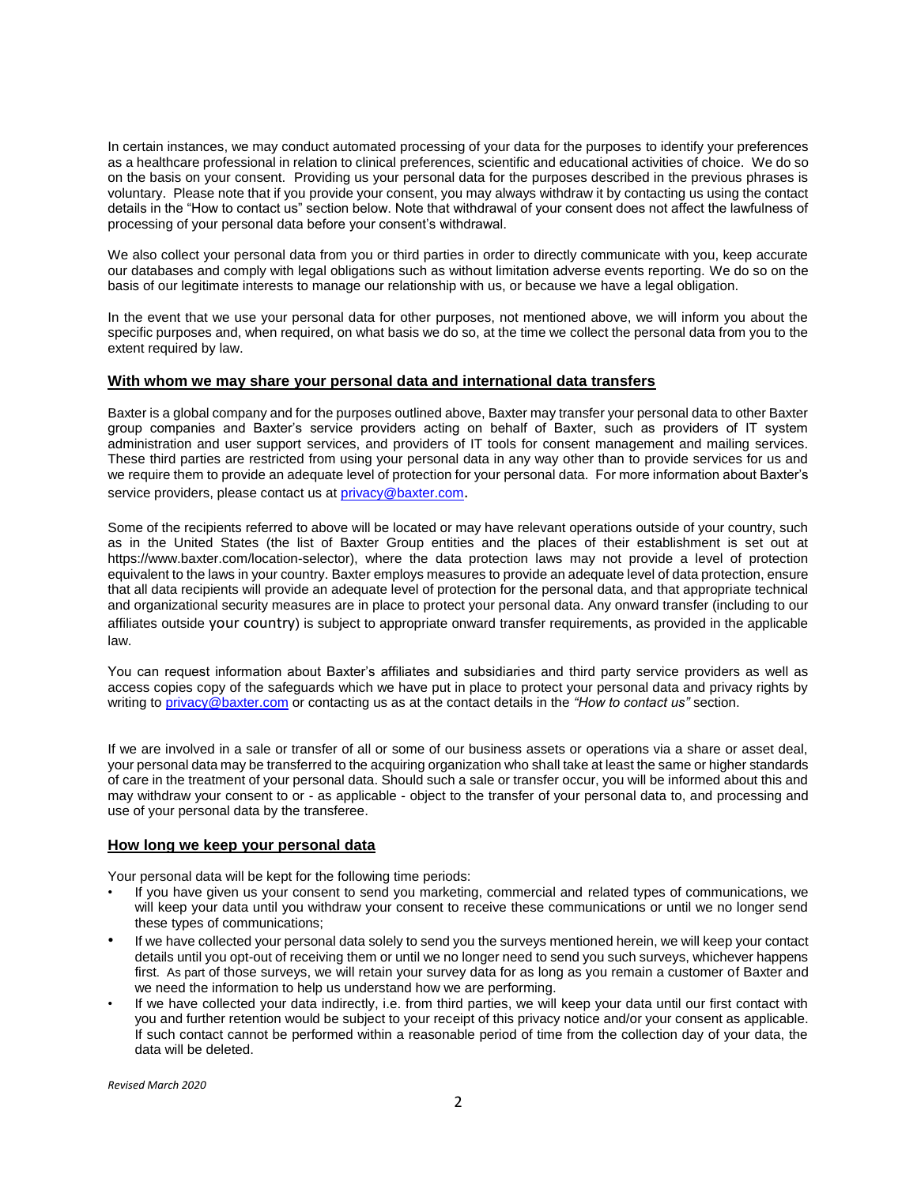In certain instances, we may conduct automated processing of your data for the purposes to identify your preferences as a healthcare professional in relation to clinical preferences, scientific and educational activities of choice. We do so on the basis on your consent. Providing us your personal data for the purposes described in the previous phrases is voluntary. Please note that if you provide your consent, you may always withdraw it by contacting us using the contact details in the "How to contact us" section below. Note that withdrawal of your consent does not affect the lawfulness of processing of your personal data before your consent's withdrawal.

We also collect your personal data from you or third parties in order to directly communicate with you, keep accurate our databases and comply with legal obligations such as without limitation adverse events reporting. We do so on the basis of our legitimate interests to manage our relationship with us, or because we have a legal obligation.

In the event that we use your personal data for other purposes, not mentioned above, we will inform you about the specific purposes and, when required, on what basis we do so, at the time we collect the personal data from you to the extent required by law.

## With whom we may share your personal data and international data transfers

Baxter is a global company and for the purposes outlined above, Baxter may transfer your personal data to other Baxter group companies and Baxter's service providers acting on behalf of Baxter, such as providers of IT system administration and user support services, and providers of IT tools for consent management and mailing services. These third parties are restricted from using your personal data in any way other than to provide services for us and we require them to provide an adequate level of protection for your personal data. For more information about Baxter's service providers, please contact us at privacy@baxter.com.

Some of the recipients referred to above will be located or may have relevant operations outside of your country, such as in the United States (the list of Baxter Group entities and the places of their establishment is set out at https://www.baxter.com/location-selector), where the data protection laws may not provide a level of protection equivalent to the laws in your country. Baxter employs measures to provide an adequate level of data protection, ensure that all data recipients will provide an adequate level of protection for the personal data, and that appropriate technical and organizational security measures are in place to protect your personal data. Any onward transfer (including to our affiliates outside your country) is subject to appropriate onward transfer requirements, as provided in the applicable law.

You can request information about Baxter's affiliates and subsidiaries and third party service providers as well as access copies copy of the safeguards which we have put in place to protect your personal data and privacy rights by writing to privacy@baxter.com or contacting us as at the contact details in the *"How to contact us"* section.

If we are involved in a sale or transfer of all or some of our business assets or operations via a share or asset deal, your personal data may be transferred to the acquiring organization who shall take at least the same or higher standards of care in the treatment of your personal data. Should such a sale or transfer occur, you will be informed about this and may withdraw your consent to or - as applicable - object to the transfer of your personal data to, and processing and use of your personal data by the transferee.

## How long we keep your personal data

Your personal data will be kept for the following time periods:

- If you have given us your consent to send you marketing, commercial and related types of communications, we will keep your data until you withdraw your consent to receive these communications or until we no longer send these types of communications;
- If we have collected your personal data solely to send you the surveys mentioned herein, we will keep your contact details until you opt-out of receiving them or until we no longer need to send you such surveys, whichever happens first. As part of those surveys, we will retain your survey data for as long as you remain a customer of Baxter and we need the information to help us understand how we are performing.
- If we have collected your data indirectly, i.e. from third parties, we will keep your data until our first contact with you and further retention would be subject to your receipt of this privacy notice and/or your consent as applicable. If such contact cannot be performed within a reasonable period of time from the collection day of your data, the data will be deleted.

*Revised March 2020*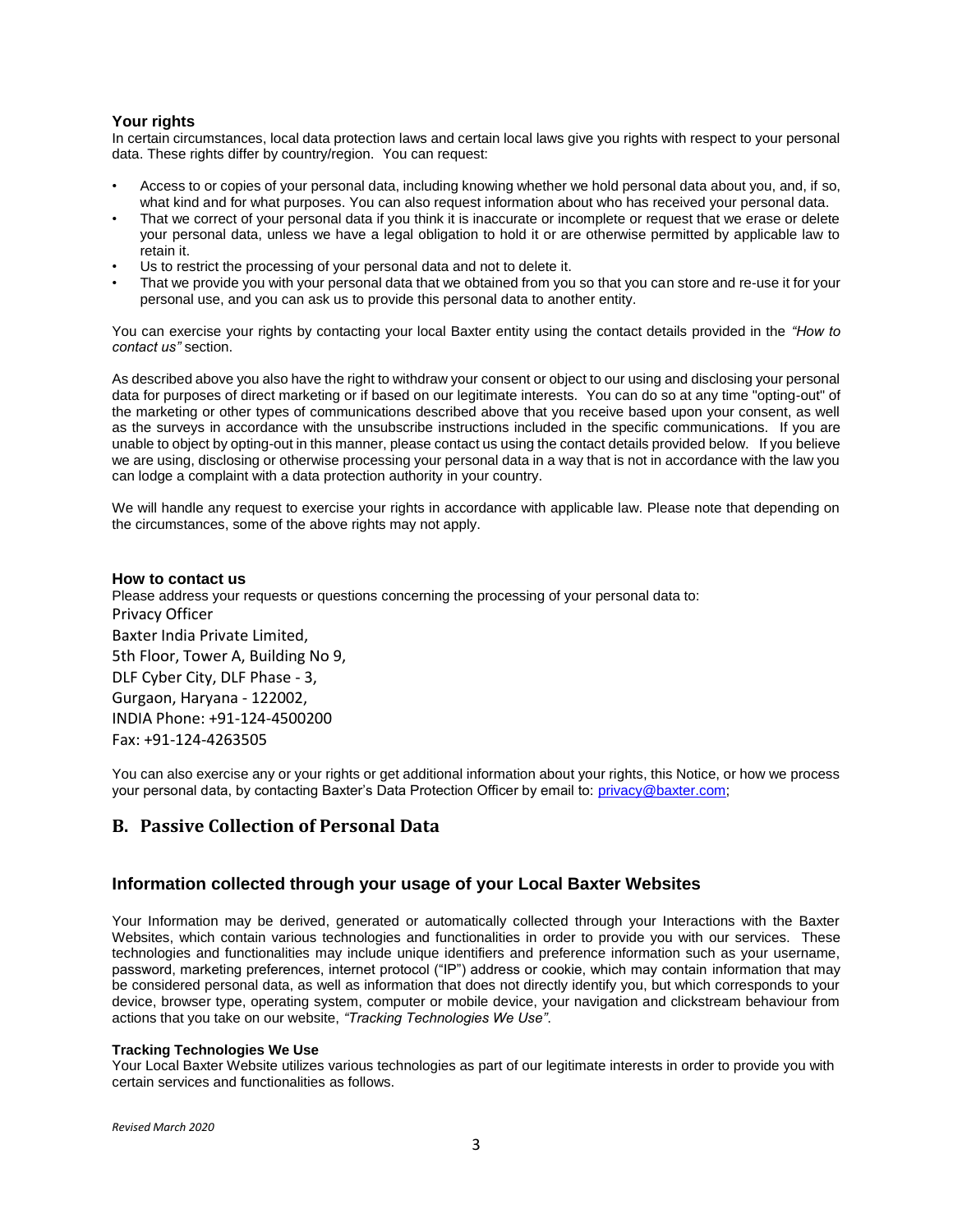### Your rights

In certain circumstances, local data protection laws and certain local laws give you rights with respect to your personal data. These rights differ by country/region. You can request:

- Access to or copies of your personal data, including knowing whether we hold personal data about you, and, if so, what kind and for what purposes. You can also request information about who has received your personal data.
- That we correct of your personal data if you think it is inaccurate or incomplete or request that we erase or delete your personal data, unless we have a legal obligation to hold it or are otherwise permitted by applicable law to retain it.
- Us to restrict the processing of your personal data and not to delete it.
- That we provide you with your personal data that we obtained from you so that you can store and re-use it for your personal use, and you can ask us to provide this personal data to another entity.

You can exercise your rights by contacting your local Baxter entity using the contact details provided in the *"How to contact us"* section.

As described above you also have the right to withdraw your consent or object to our using and disclosing your personal data for purposes of direct marketing or if based on our legitimate interests. You can do so at any time "opting-out" of the marketing or other types of communications described above that you receive based upon your consent, as well as the surveys in accordance with the unsubscribe instructions included in the specific communications. If you are unable to object by opting-out in this manner, please contact us using the contact details provided below. If you believe we are using, disclosing or otherwise processing your personal data in a way that is not in accordance with the law you can lodge a complaint with a data protection authority in your country.

We will handle any request to exercise your rights in accordance with applicable law. Please note that depending on the circumstances, some of the above rights may not apply.

### How to contact us

Please address your requests or questions concerning the processing of your personal data to:

Privacy Officer
Baxter India Private Limited,
5th Floor, Tower A, Building No 9,
DLF Cyber City, DLF Phase - 3,
Gurgaon, Haryana - 122002,
INDIA Phone: +91-124-4500200
Fax: +91-124-4263505

You can also exercise any or your rights or get additional information about your rights, this Notice, or how we process your personal data, by contacting Baxter's Data Protection Officer by email to: privacy@baxter.com;

## B. Passive Collection of Personal Data

### Information collected through your usage of your Local Baxter Websites

Your Information may be derived, generated or automatically collected through your Interactions with the Baxter Websites, which contain various technologies and functionalities in order to provide you with our services. These technologies and functionalities may include unique identifiers and preference information such as your username, password, marketing preferences, internet protocol ("IP") address or cookie, which may contain information that may be considered personal data, as well as information that does not directly identify you, but which corresponds to your device, browser type, operating system, computer or mobile device, your navigation and clickstream behaviour from actions that you take on our website, *"Tracking Technologies We Use"*.

#### Tracking Technologies We Use

Your Local Baxter Website utilizes various technologies as part of our legitimate interests in order to provide you with certain services and functionalities as follows.

*Revised March 2020*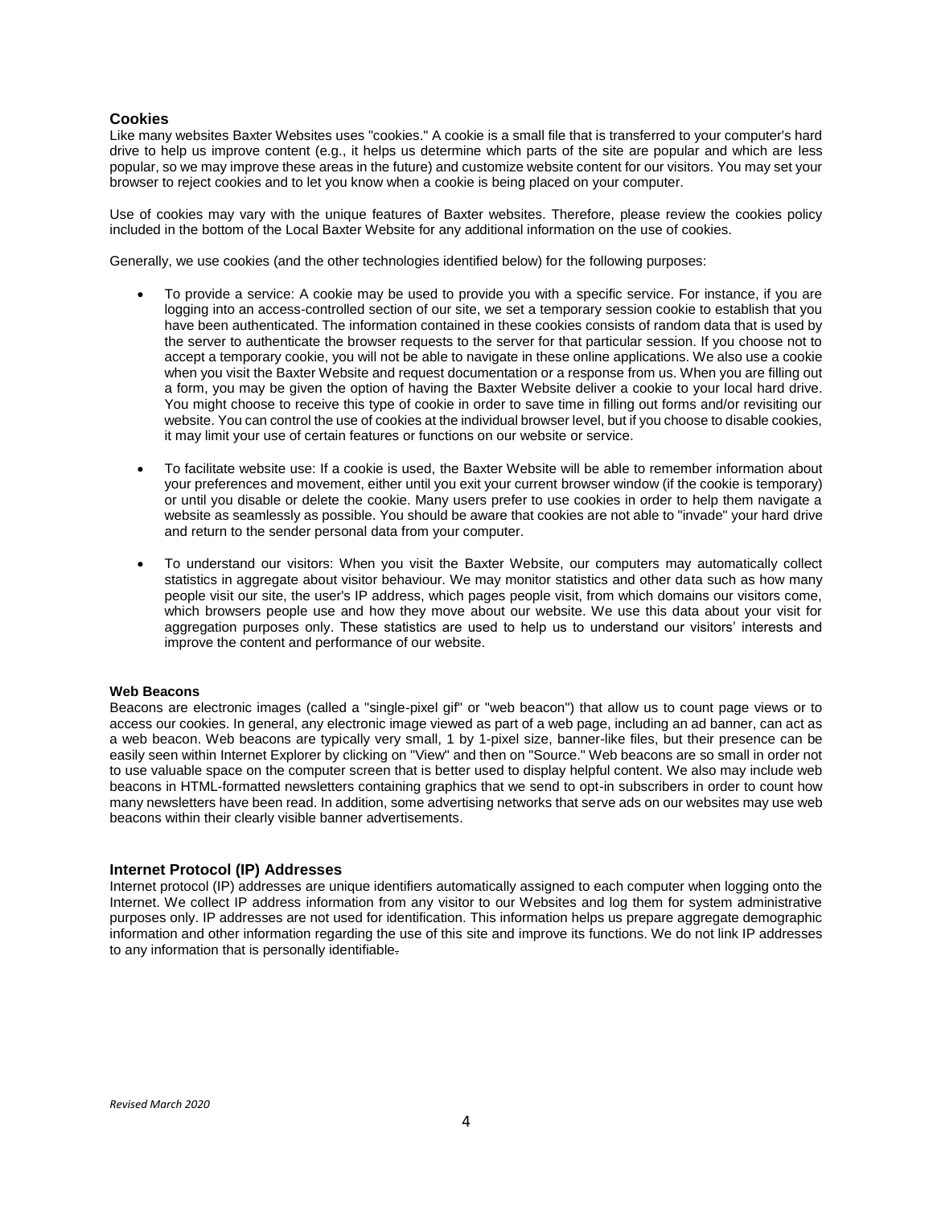## Cookies

Like many websites Baxter Websites uses "cookies." A cookie is a small file that is transferred to your computer's hard drive to help us improve content (e.g., it helps us determine which parts of the site are popular and which are less popular, so we may improve these areas in the future) and customize website content for our visitors. You may set your browser to reject cookies and to let you know when a cookie is being placed on your computer.

Use of cookies may vary with the unique features of Baxter websites. Therefore, please review the cookies policy included in the bottom of the Local Baxter Website for any additional information on the use of cookies.

Generally, we use cookies (and the other technologies identified below) for the following purposes:

- To provide a service: A cookie may be used to provide you with a specific service. For instance, if you are logging into an access-controlled section of our site, we set a temporary session cookie to establish that you have been authenticated. The information contained in these cookies consists of random data that is used by the server to authenticate the browser requests to the server for that particular session. If you choose not to accept a temporary cookie, you will not be able to navigate in these online applications. We also use a cookie when you visit the Baxter Website and request documentation or a response from us. When you are filling out a form, you may be given the option of having the Baxter Website deliver a cookie to your local hard drive. You might choose to receive this type of cookie in order to save time in filling out forms and/or revisiting our website. You can control the use of cookies at the individual browser level, but if you choose to disable cookies, it may limit your use of certain features or functions on our website or service.

- To facilitate website use: If a cookie is used, the Baxter Website will be able to remember information about your preferences and movement, either until you exit your current browser window (if the cookie is temporary) or until you disable or delete the cookie. Many users prefer to use cookies in order to help them navigate a website as seamlessly as possible. You should be aware that cookies are not able to "invade" your hard drive and return to the sender personal data from your computer.

- To understand our visitors: When you visit the Baxter Website, our computers may automatically collect statistics in aggregate about visitor behaviour. We may monitor statistics and other data such as how many people visit our site, the user's IP address, which pages people visit, from which domains our visitors come, which browsers people use and how they move about our website. We use this data about your visit for aggregation purposes only. These statistics are used to help us to understand our visitors' interests and improve the content and performance of our website.

### Web Beacons

Beacons are electronic images (called a "single-pixel gif" or "web beacon") that allow us to count page views or to access our cookies. In general, any electronic image viewed as part of a web page, including an ad banner, can act as a web beacon. Web beacons are typically very small, 1 by 1-pixel size, banner-like files, but their presence can be easily seen within Internet Explorer by clicking on "View" and then on "Source." Web beacons are so small in order not to use valuable space on the computer screen that is better used to display helpful content. We also may include web beacons in HTML-formatted newsletters containing graphics that we send to opt-in subscribers in order to count how many newsletters have been read. In addition, some advertising networks that serve ads on our websites may use web beacons within their clearly visible banner advertisements.

## Internet Protocol (IP) Addresses

Internet protocol (IP) addresses are unique identifiers automatically assigned to each computer when logging onto the Internet. We collect IP address information from any visitor to our Websites and log them for system administrative purposes only. IP addresses are not used for identification. This information helps us prepare aggregate demographic information and other information regarding the use of this site and improve its functions. We do not link IP addresses to any information that is personally identifiable.

*Revised March 2020*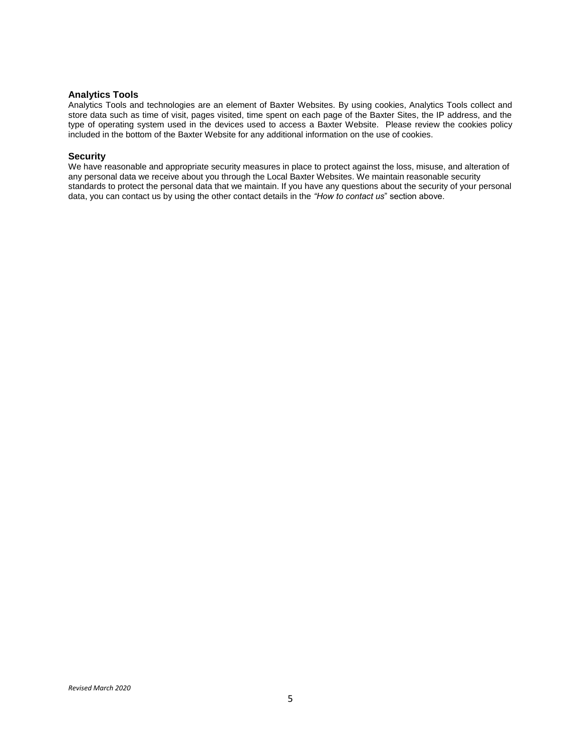### Analytics Tools

Analytics Tools and technologies are an element of Baxter Websites. By using cookies, Analytics Tools collect and store data such as time of visit, pages visited, time spent on each page of the Baxter Sites, the IP address, and the type of operating system used in the devices used to access a Baxter Website. Please review the cookies policy included in the bottom of the Baxter Website for any additional information on the use of cookies.

### Security

We have reasonable and appropriate security measures in place to protect against the loss, misuse, and alteration of any personal data we receive about you through the Local Baxter Websites. We maintain reasonable security standards to protect the personal data that we maintain. If you have any questions about the security of your personal data, you can contact us by using the other contact details in the *"How to contact us*" section above.

*Revised March 2020*